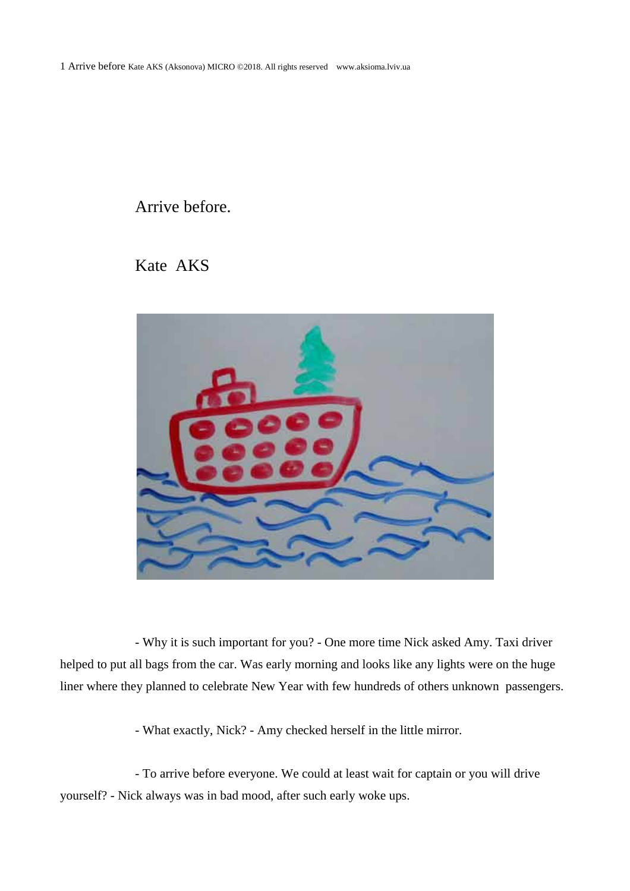# Arrive before.

## Kate AKS

- Why it is such important for you? - One more time Nick asked Amy. Taxi driver helped to put all bags from the car. Was early morning and looks like any lights were on the huge liner where they planned to celebrate New Year with few hundreds of others unknown passengers.

- What exactly, Nick? - Amy checked herself in the little mirror.

- To arrive before everyone. We could at least wait for captain or you will drive yourself? - Nick always was in bad mood, after such early woke ups.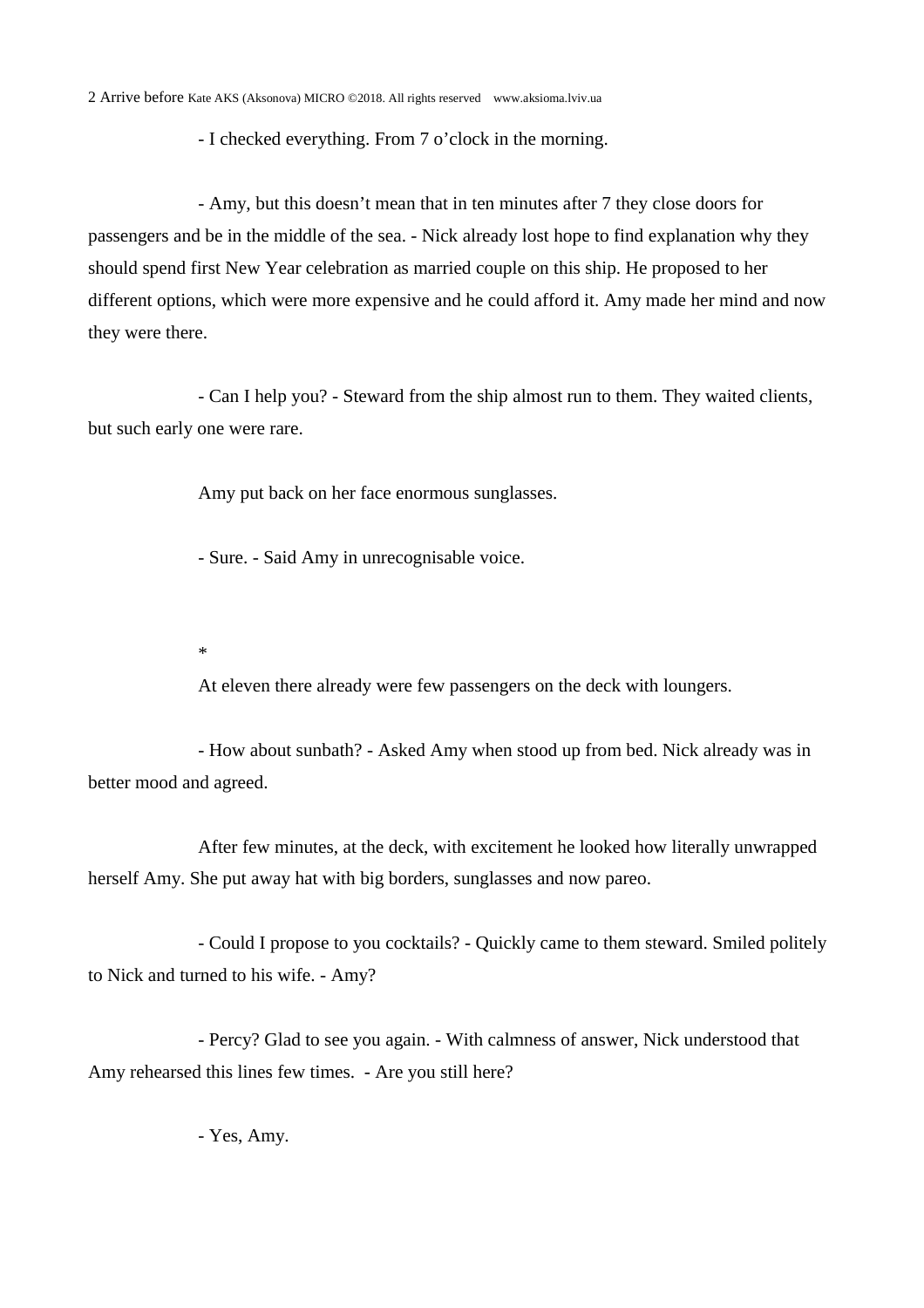- I checked everything. From 7 o’clock in the morning.

- Amy, but this doesn’t mean that in ten minutes after 7 they close doors for passengers and be in the middle of the sea. - Nick already lost hope to find explanation why they should spend first New Year celebration as married couple on this ship. He proposed to her different options, which were more expensive and he could afford it. Amy made her mind and now they were there.

- Can I help you? - Steward from the ship almost run to them. They waited clients, but such early one were rare.

Amy put back on her face enormous sunglasses.

- Sure. - Said Amy in unrecognisable voice.

*

At eleven there already were few passengers on the deck with loungers.

- How about sunbath? - Asked Amy when stood up from bed. Nick already was in better mood and agreed.

After few minutes, at the deck, with excitement he looked how literally unwrapped herself Amy. She put away hat with big borders, sunglasses and now pareo.

- Could I propose to you cocktails? - Quickly came to them steward. Smiled politely to Nick and turned to his wife. - Amy?

- Percy? Glad to see you again. - With calmness of answer, Nick understood that Amy rehearsed this lines few times.  - Are you still here?

- Yes, Amy.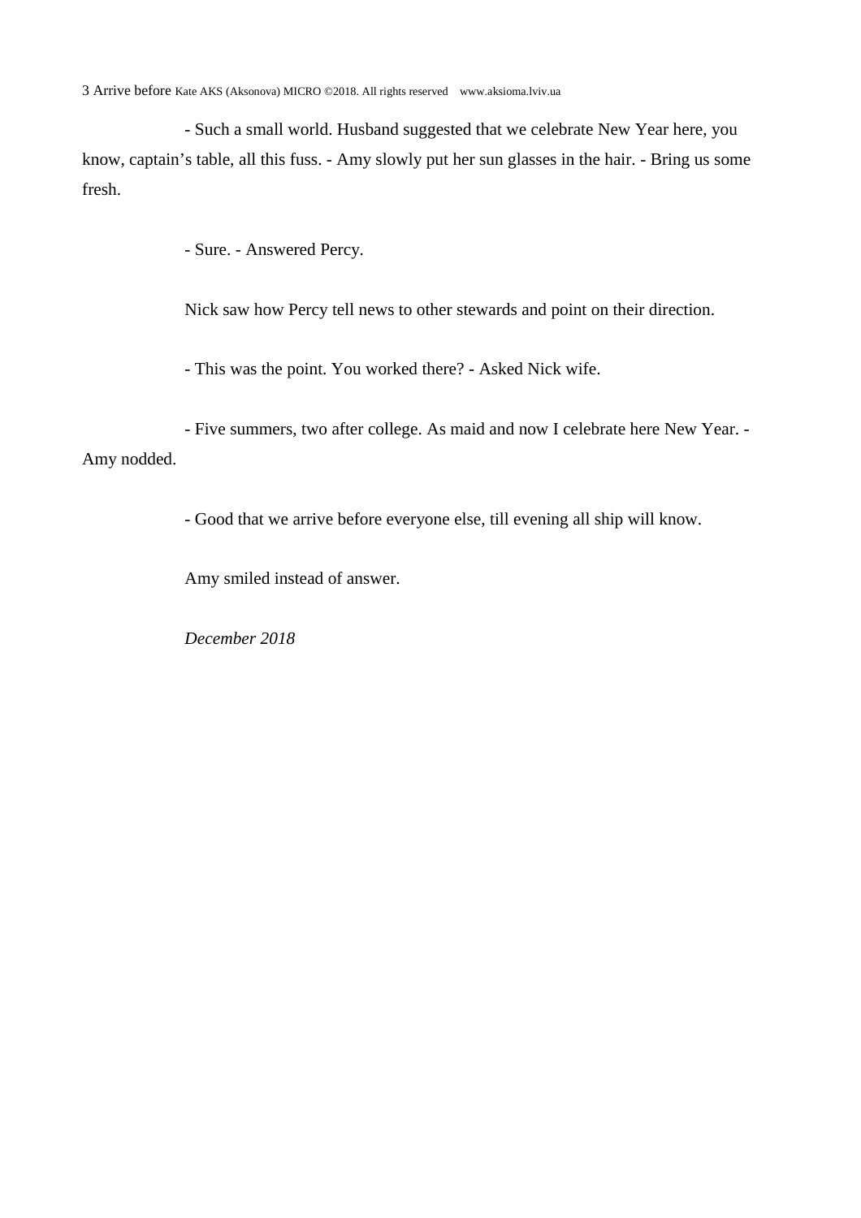- Such a small world. Husband suggested that we celebrate New Year here, you know, captain’s table, all this fuss. - Amy slowly put her sun glasses in the hair. - Bring us some fresh.

- Sure. - Answered Percy.

Nick saw how Percy tell news to other stewards and point on their direction.

- This was the point. You worked there? - Asked Nick wife.

- Five summers, two after college. As maid and now I celebrate here New Year. - Amy nodded.

- Good that we arrive before everyone else, till evening all ship will know.

Amy smiled instead of answer.

*December 2018*